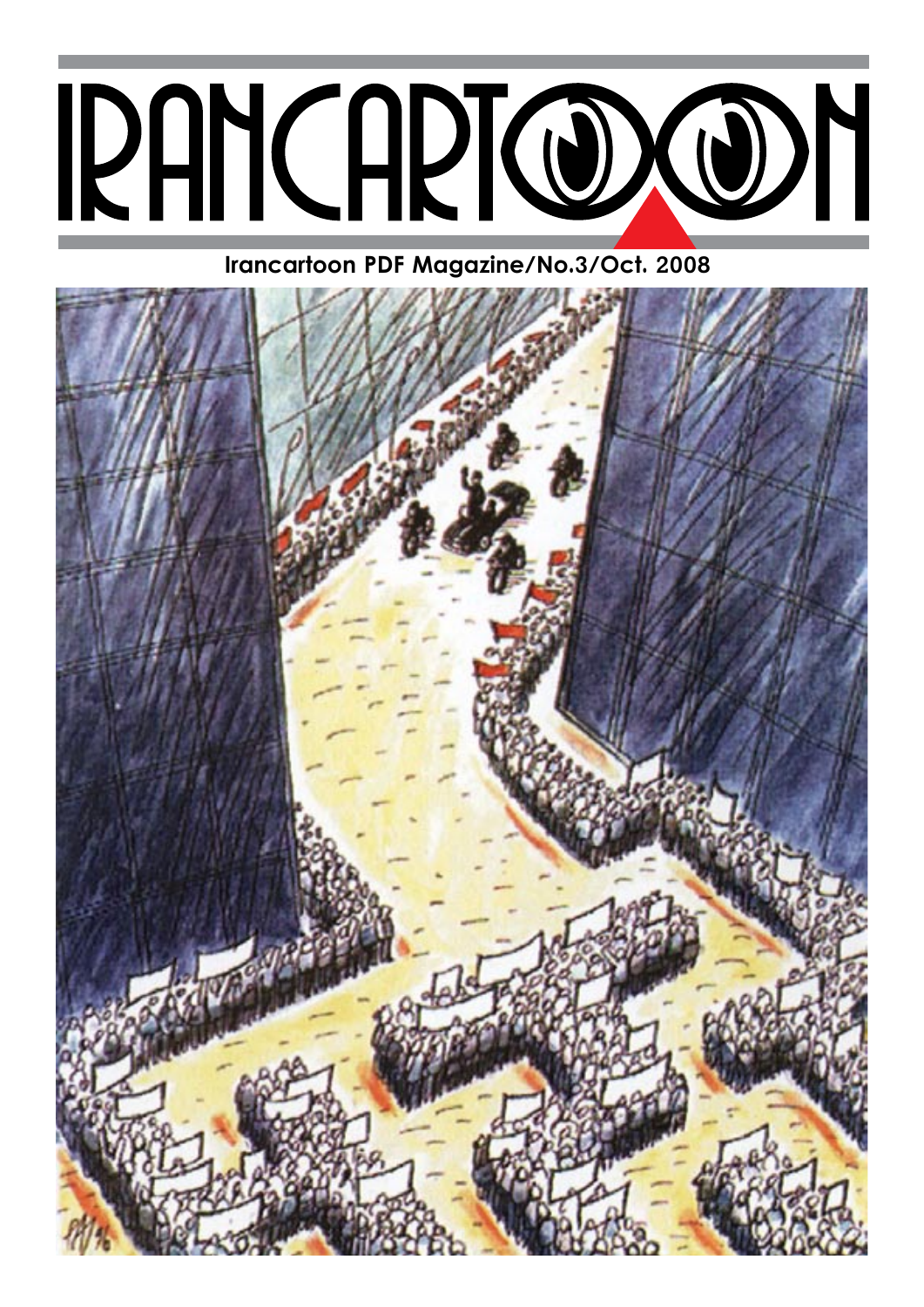# IRANCARTOON

Irancartoon PDF Magazine/No.3/Oct. 2008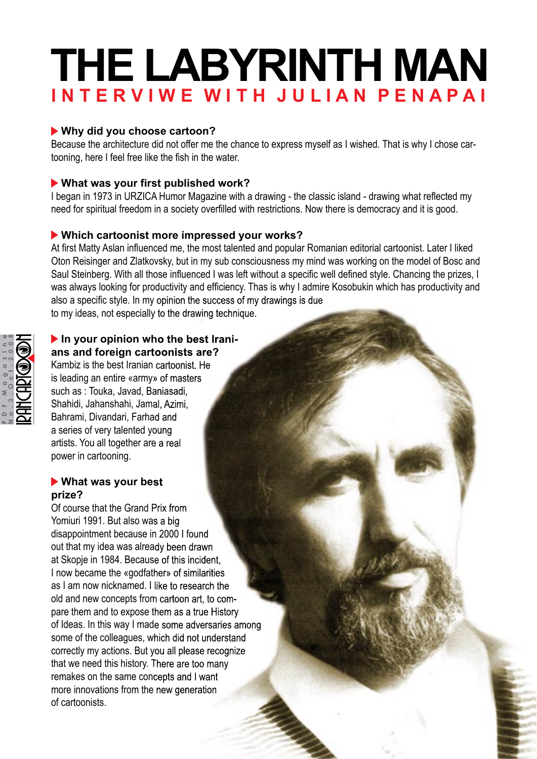# THE LABYRINTH MAN

## INTERVIWE WITH JULIAN PENAPAI

### Why did you choose cartoon?

Because the architecture did not offer me the chance to express myself as I wished. That is why I chose cartooning, here I feel free like the fish in the water.

### What was your first published work?

I began in 1973 in URZICA Humor Magazine with a drawing - the classic island - drawing what reflected my need for spiritual freedom in a society overfilled with restrictions. Now there is democracy and it is good.

### Which cartoonist more impressed your works?

At first Matty Aslan influenced me, the most talented and popular Romanian editorial cartoonist. Later I liked Oton Reisinger and Zlatkovsky, but in my sub consciousness my mind was working on the model of Bosc and Saul Steinberg. With all those influenced I was left without a specific well defined style. Chancing the prizes, I was always looking for productivity and efficiency. Thas is why I admire Kosobukin which has productivity and also a specific style. In my opinion the success of my drawings is due to my ideas, not especially to the drawing technique.

### In your opinion who the best Iranians and foreign cartoonists are?

Kambiz is the best Iranian cartoonist. He is leading an entire «army» of masters such as : Touka, Javad, Baniasadi, Shahidi, Jahanshahi, Jamal, Azimi, Bahrami, Divandari, Farhad and a series of very talented young artists. You all together are a real power in cartooning.

### What was your best prize?

Of course that the Grand Prix from Yomiuri 1991. But also was a big disappointment because in 2000 I found out that my idea was already been drawn at Skopje in 1984. Because of this incident, I now became the «godfather» of similarities as I am now nicknamed. I like to research the old and new concepts from cartoon art, to compare them and to expose them as a true History of Ideas. In this way I made some adversaries among some of the colleagues, which did not understand correctly my actions. But you all please recognize that we need this history. There are too many remakes on the same concepts and I want more innovations from the new generation of cartoonists.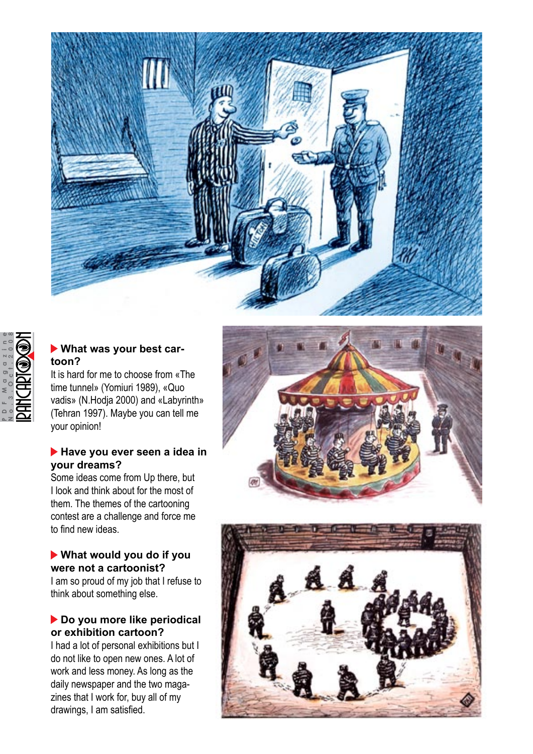### What was your best cartoon?

It is hard for me to choose from «The time tunnel» (Yomiuri 1989), «Quo vadis» (N.Hodja 2000) and «Labyrinth» (Tehran 1997). Maybe you can tell me your opinion!

### Have you ever seen a idea in your dreams?

Some ideas come from Up there, but I look and think about for the most of them. The themes of the cartooning contest are a challenge and force me to find new ideas.

### What would you do if you were not a cartoonist?

I am so proud of my job that I refuse to think about something else.

### Do you more like periodical or exhibition cartoon?

I had a lot of personal exhibitions but I do not like to open new ones. A lot of work and less money. As long as the daily newspaper and the two magazines that I work for, buy all of my drawings, I am satisfied.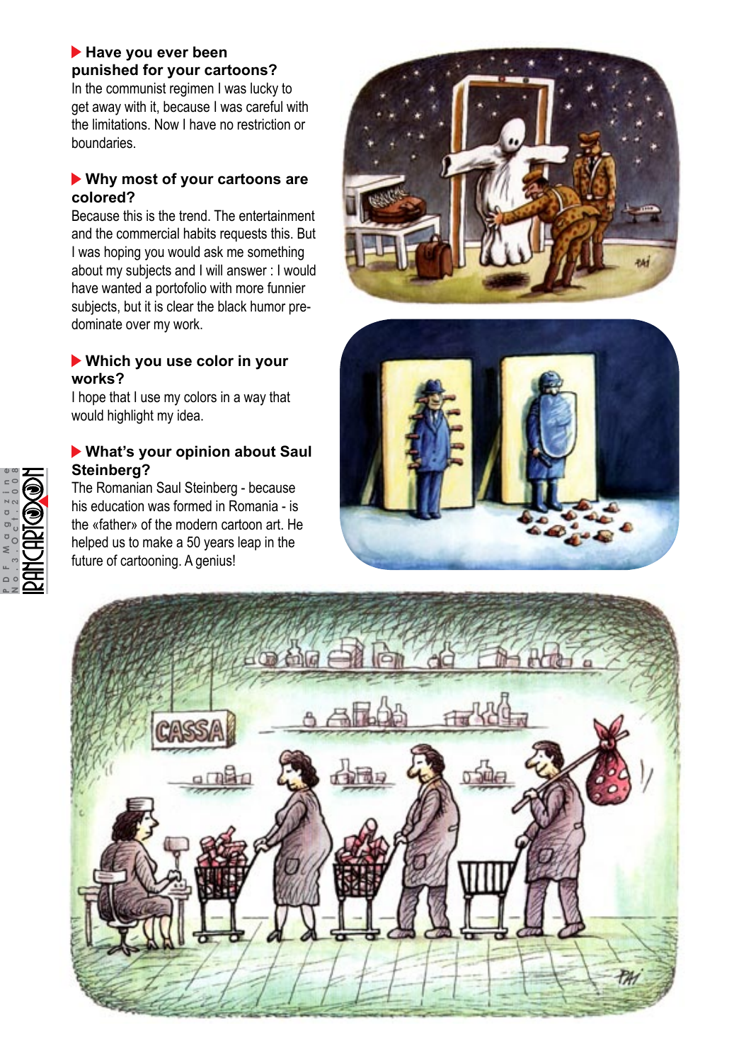**Have you ever been punished for your cartoons?**

In the communist regimen I was lucky to get away with it, because I was careful with the limitations. Now I have no restriction or boundaries.

**Why most of your cartoons are colored?**

Because this is the trend. The entertainment and the commercial habits requests this. But I was hoping you would ask me something about my subjects and I will answer : I would have wanted a portofolio with more funnier subjects, but it is clear the black humor pre-dominate over my work.

**Which you use color in your works?**

I hope that I use my colors in a way that would highlight my idea.

**What's your opinion about Saul Steinberg?**

The Romanian Saul Steinberg - because his education was formed in Romania - is the «father» of the modern cartoon art. He helped us to make a 50 years leap in the future of cartooning. A genius!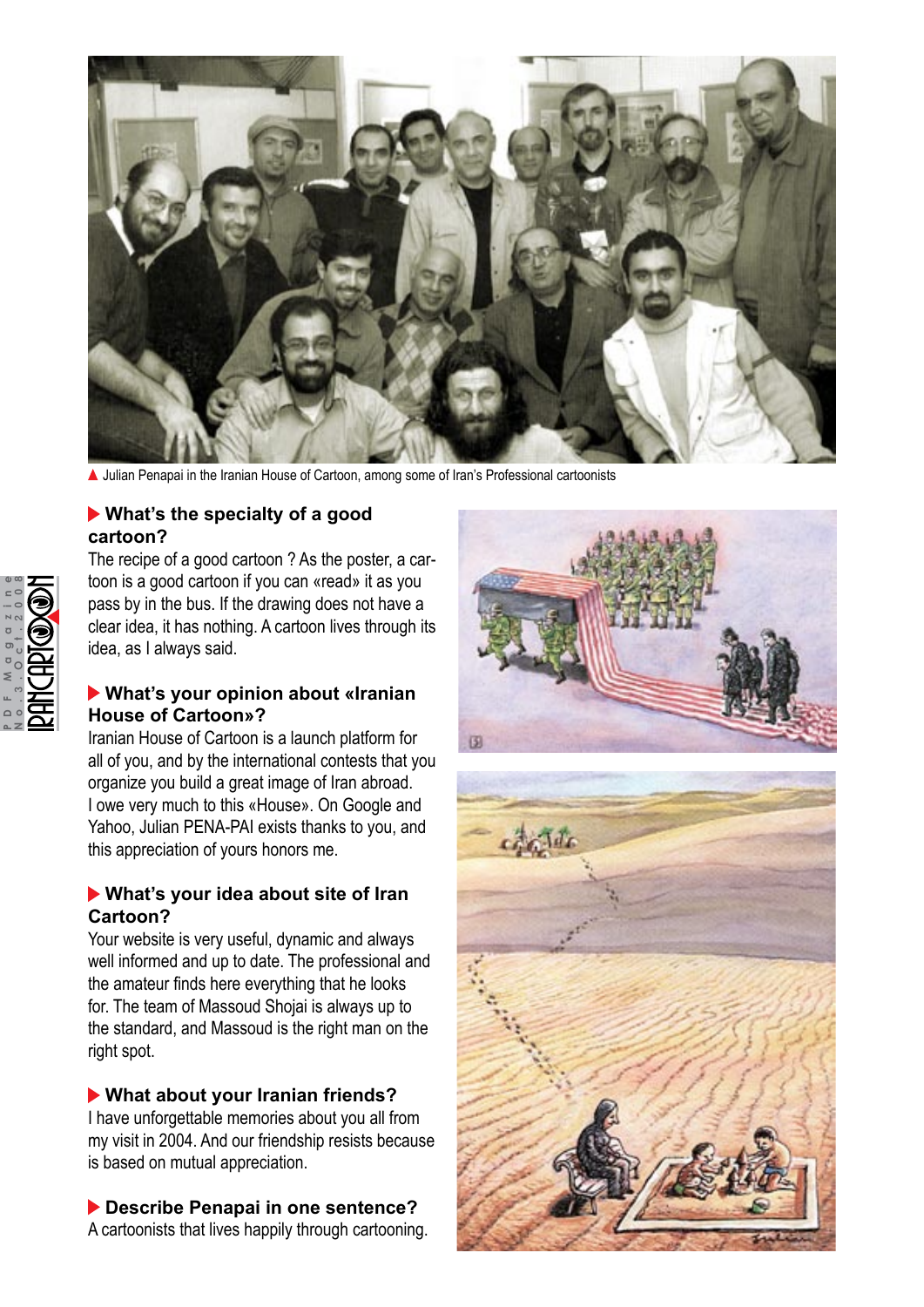▲ Julian Penapai in the Iranian House of Cartoon, among some of Iran's Professional cartoonists

### What's the specialty of a good cartoon?

The recipe of a good cartoon ? As the poster, a cartoon is a good cartoon if you can «read» it as you pass by in the bus. If the drawing does not have a clear idea, it has nothing. A cartoon lives through its idea, as I always said.

### What's your opinion about «Iranian House of Cartoon»?

Iranian House of Cartoon is a launch platform for all of you, and by the international contests that you organize you build a great image of Iran abroad. I owe very much to this «House». On Google and Yahoo, Julian PENA-PAI exists thanks to you, and this appreciation of yours honors me.

### What's your idea about site of Iran Cartoon?

Your website is very useful, dynamic and always well informed and up to date. The professional and the amateur finds here everything that he looks for. The team of Massoud Shojai is always up to the standard, and Massoud is the right man on the right spot.

### What about your Iranian friends?

I have unforgettable memories about you all from my visit in 2004. And our friendship resists because is based on mutual appreciation.

### Describe Penapai in one sentence?

A cartoonists that lives happily through cartooning.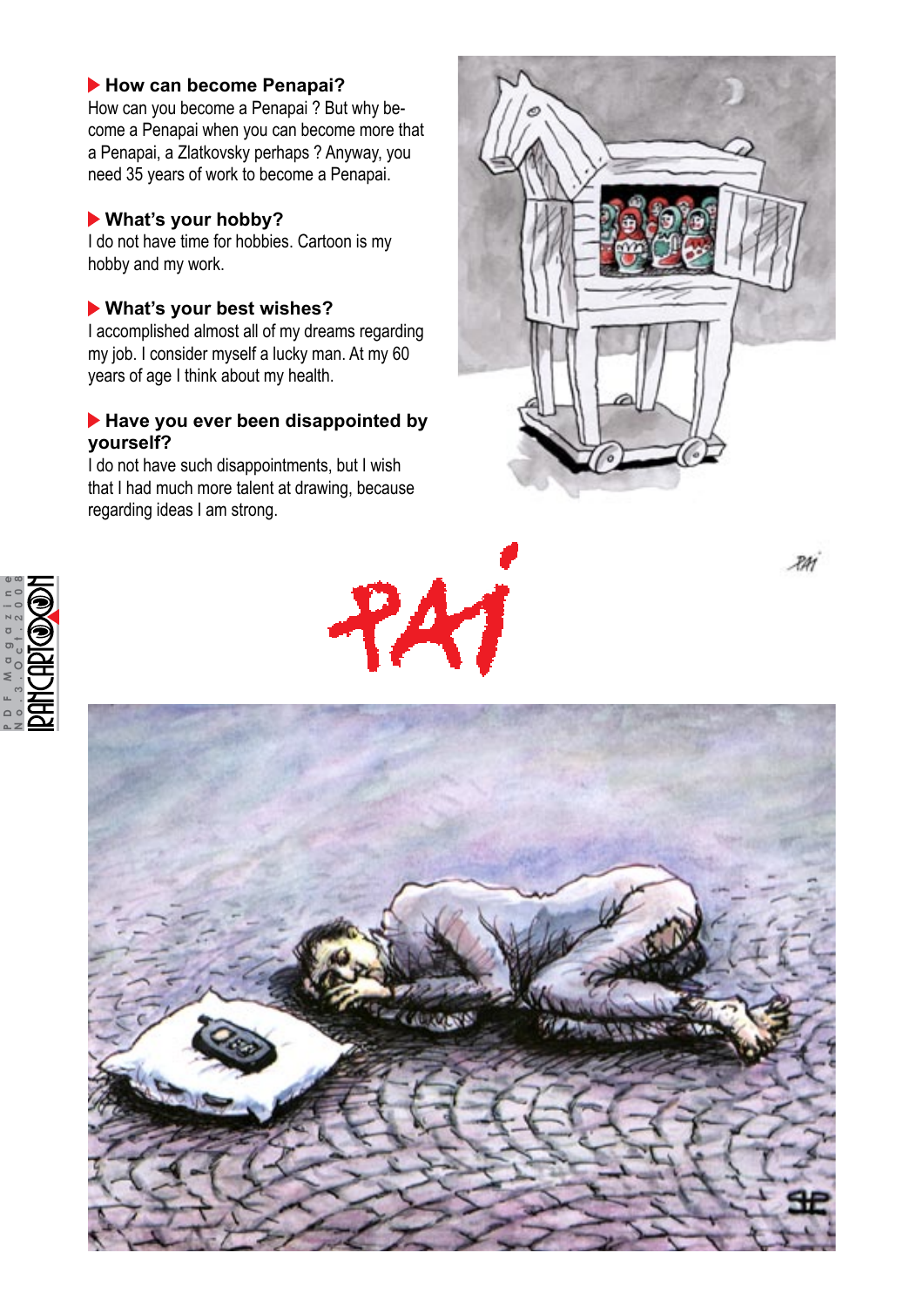### How can become Penapai?

How can you become a Penapai ? But why become a Penapai when you can become more that a Penapai, a Zlatkovsky perhaps ? Anyway, you need 35 years of work to become a Penapai.

### What's your hobby?

I do not have time for hobbies. Cartoon is my hobby and my work.

### What's your best wishes?

I accomplished almost all of my dreams regarding my job. I consider myself a lucky man. At my 60 years of age I think about my health.

### Have you ever been disappointed by yourself?

I do not have such disappointments, but I wish that I had much more talent at drawing, because regarding ideas I am strong.

PAi